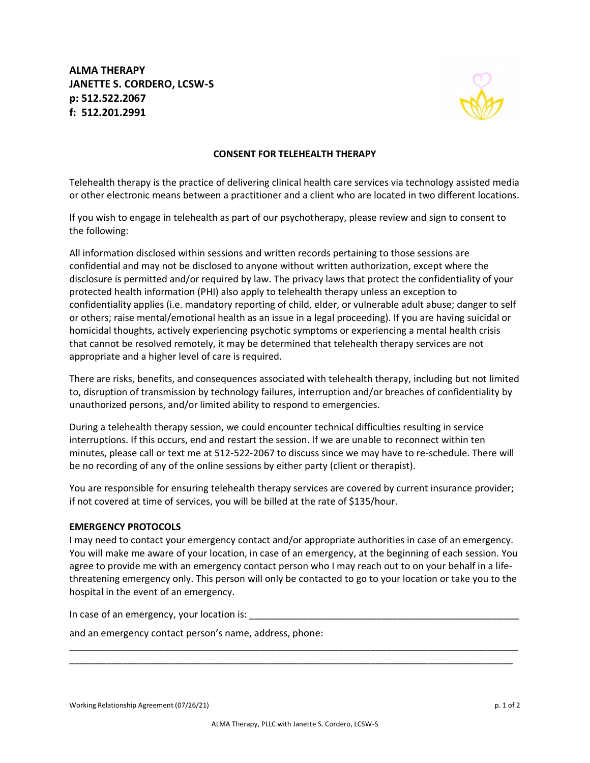**ALMA THERAPY**
**JANETTE S. CORDERO, LCSW-S**
**p: 512.522.2067**
**f: 512.201.2991**

## CONSENT FOR TELEHEALTH THERAPY

Telehealth therapy is the practice of delivering clinical health care services via technology assisted media or other electronic means between a practitioner and a client who are located in two different locations.

If you wish to engage in telehealth as part of our psychotherapy, please review and sign to consent to the following:

All information disclosed within sessions and written records pertaining to those sessions are confidential and may not be disclosed to anyone without written authorization, except where the disclosure is permitted and/or required by law. The privacy laws that protect the confidentiality of your protected health information (PHI) also apply to telehealth therapy unless an exception to confidentiality applies (i.e. mandatory reporting of child, elder, or vulnerable adult abuse; danger to self or others; raise mental/emotional health as an issue in a legal proceeding). If you are having suicidal or homicidal thoughts, actively experiencing psychotic symptoms or experiencing a mental health crisis that cannot be resolved remotely, it may be determined that telehealth therapy services are not appropriate and a higher level of care is required.

There are risks, benefits, and consequences associated with telehealth therapy, including but not limited to, disruption of transmission by technology failures, interruption and/or breaches of confidentiality by unauthorized persons, and/or limited ability to respond to emergencies.

During a telehealth therapy session, we could encounter technical difficulties resulting in service interruptions. If this occurs, end and restart the session. If we are unable to reconnect within ten minutes, please call or text me at 512-522-2067 to discuss since we may have to re-schedule. There will be no recording of any of the online sessions by either party (client or therapist).

You are responsible for ensuring telehealth therapy services are covered by current insurance provider; if not covered at time of services, you will be billed at the rate of $135/hour.

**EMERGENCY PROTOCOLS**

I may need to contact your emergency contact and/or appropriate authorities in case of an emergency. You will make me aware of your location, in case of an emergency, at the beginning of each session. You agree to provide me with an emergency contact person who I may reach out to on your behalf in a life-threatening emergency only. This person will only be contacted to go to your location or take you to the hospital in the event of an emergency.

In case of an emergency, your location is: ____________________________________________________

and an emergency contact person's name, address, phone:

__________________________________________________________________________________________

__________________________________________________________________________________________

Working Relationship Agreement (07/26/21)

ALMA Therapy, PLLC with Janette S. Cordero, LCSW-S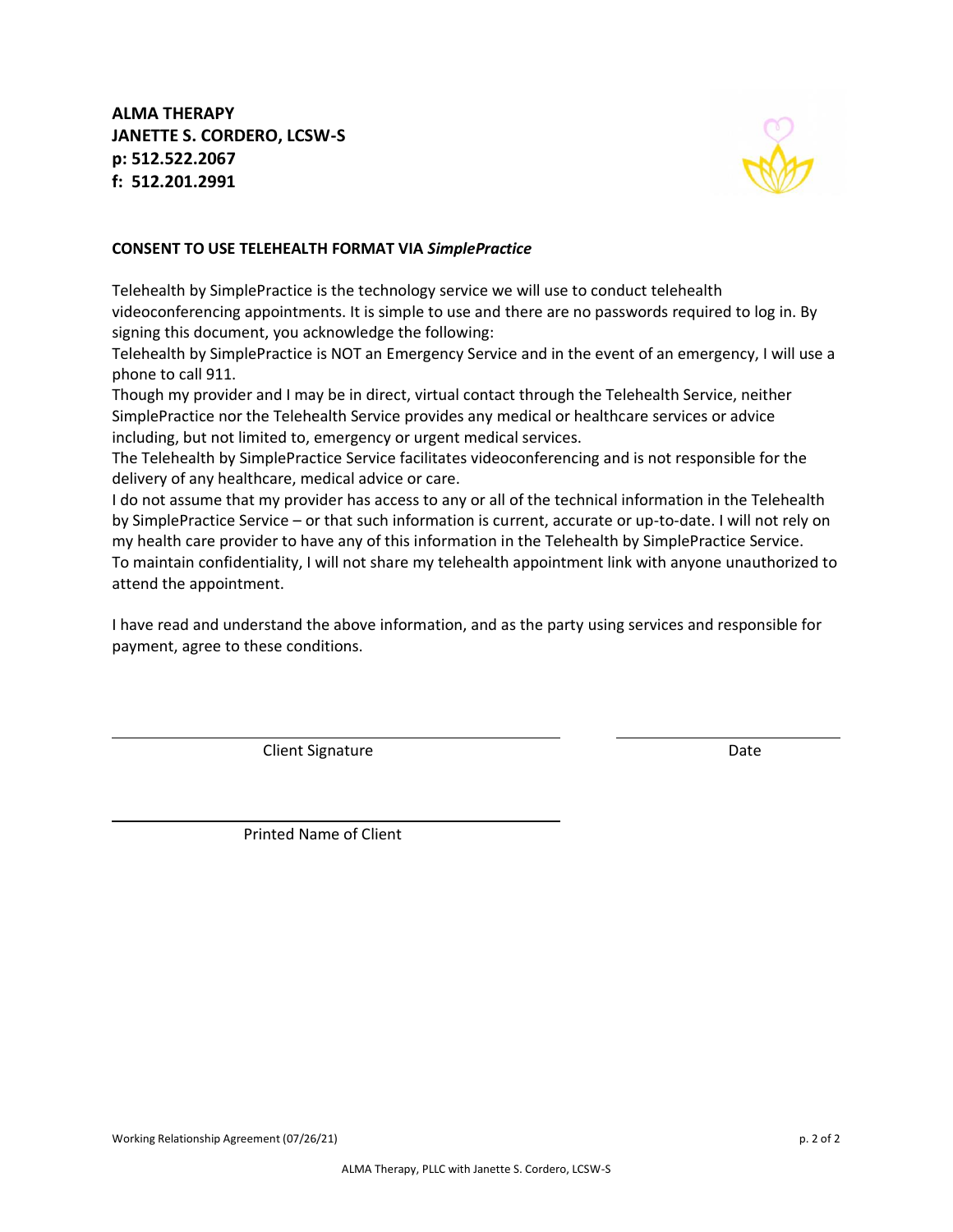**ALMA THERAPY**
**JANETTE S. CORDERO, LCSW-S**
**p: 512.522.2067**
**f: 512.201.2991**

**CONSENT TO USE TELEHEALTH FORMAT VIA *SimplePractice***

Telehealth by SimplePractice is the technology service we will use to conduct telehealth videoconferencing appointments. It is simple to use and there are no passwords required to log in. By signing this document, you acknowledge the following:

Telehealth by SimplePractice is NOT an Emergency Service and in the event of an emergency, I will use a phone to call 911.

Though my provider and I may be in direct, virtual contact through the Telehealth Service, neither SimplePractice nor the Telehealth Service provides any medical or healthcare services or advice including, but not limited to, emergency or urgent medical services.

The Telehealth by SimplePractice Service facilitates videoconferencing and is not responsible for the delivery of any healthcare, medical advice or care.

I do not assume that my provider has access to any or all of the technical information in the Telehealth by SimplePractice Service – or that such information is current, accurate or up-to-date. I will not rely on my health care provider to have any of this information in the Telehealth by SimplePractice Service.

To maintain confidentiality, I will not share my telehealth appointment link with anyone unauthorized to attend the appointment.

I have read and understand the above information, and as the party using services and responsible for payment, agree to these conditions.

\_\_\_\_\_\_\_\_\_\_\_\_\_\_\_\_\_\_\_\_\_\_\_\_\_\_\_\_\_\_\_\_\_\_ &nbsp;&nbsp;&nbsp;&nbsp; \_\_\_\_\_\_\_\_\_\_\_\_\_\_\_\_\_
Client Signature &nbsp;&nbsp;&nbsp;&nbsp; Date

\_\_\_\_\_\_\_\_\_\_\_\_\_\_\_\_\_\_\_\_\_\_\_\_\_\_\_\_\_\_\_\_\_\_
Printed Name of Client

Working Relationship Agreement (07/26/21)

ALMA Therapy, PLLC with Janette S. Cordero, LCSW-S